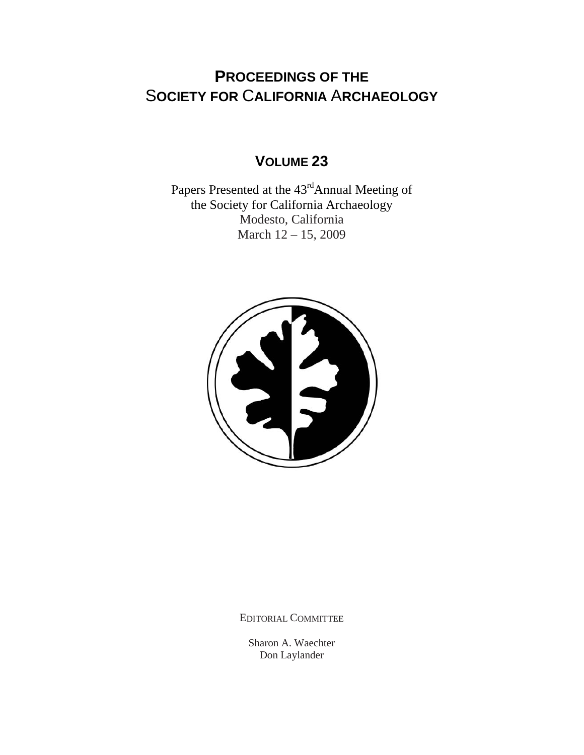# PROCEEDINGS OF THE SOCIETY FOR CALIFORNIA ARCHAEOLOGY

## VOLUME 23

Papers Presented at the 43rd Annual Meeting of
the Society for California Archaeology
Modesto, California
March 12 – 15, 2009

EDITORIAL COMMITTEE

Sharon A. Waechter
Don Laylander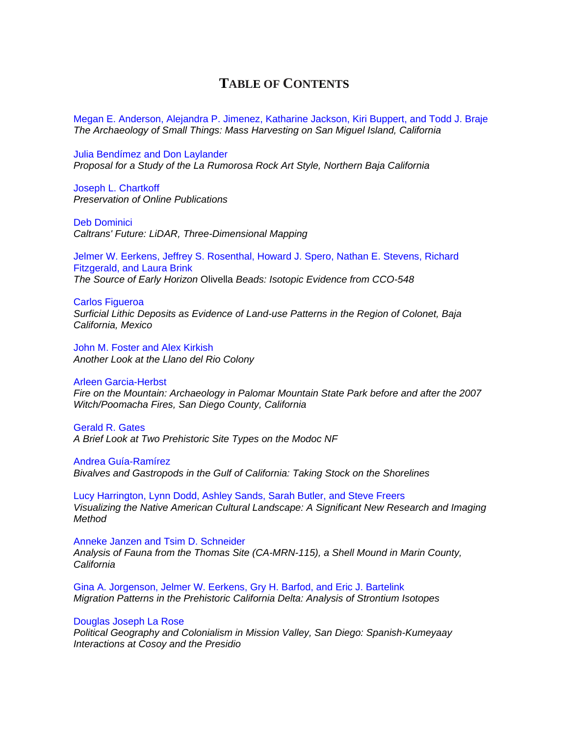# Table of Contents

Megan E. Anderson, Alejandra P. Jimenez, Katharine Jackson, Kiri Buppert, and Todd J. Braje
*The Archaeology of Small Things: Mass Harvesting on San Miguel Island, California*

Julia Bendímez and Don Laylander
*Proposal for a Study of the La Rumorosa Rock Art Style, Northern Baja California*

Joseph L. Chartkoff
*Preservation of Online Publications*

Deb Dominici
*Caltrans' Future: LiDAR, Three-Dimensional Mapping*

Jelmer W. Eerkens, Jeffrey S. Rosenthal, Howard J. Spero, Nathan E. Stevens, Richard Fitzgerald, and Laura Brink
*The Source of Early Horizon* Olivella *Beads: Isotopic Evidence from CCO-548*

Carlos Figueroa
*Surficial Lithic Deposits as Evidence of Land-use Patterns in the Region of Colonet, Baja California, Mexico*

John M. Foster and Alex Kirkish
*Another Look at the Llano del Rio Colony*

Arleen Garcia-Herbst
*Fire on the Mountain: Archaeology in Palomar Mountain State Park before and after the 2007 Witch/Poomacha Fires, San Diego County, California*

Gerald R. Gates
*A Brief Look at Two Prehistoric Site Types on the Modoc NF*

Andrea Guía-Ramírez
*Bivalves and Gastropods in the Gulf of California: Taking Stock on the Shorelines*

Lucy Harrington, Lynn Dodd, Ashley Sands, Sarah Butler, and Steve Freers
*Visualizing the Native American Cultural Landscape: A Significant New Research and Imaging Method*

Anneke Janzen and Tsim D. Schneider
*Analysis of Fauna from the Thomas Site (CA-MRN-115), a Shell Mound in Marin County, California*

Gina A. Jorgenson, Jelmer W. Eerkens, Gry H. Barfod, and Eric J. Bartelink
*Migration Patterns in the Prehistoric California Delta: Analysis of Strontium Isotopes*

Douglas Joseph La Rose
*Political Geography and Colonialism in Mission Valley, San Diego: Spanish-Kumeyaay Interactions at Cosoy and the Presidio*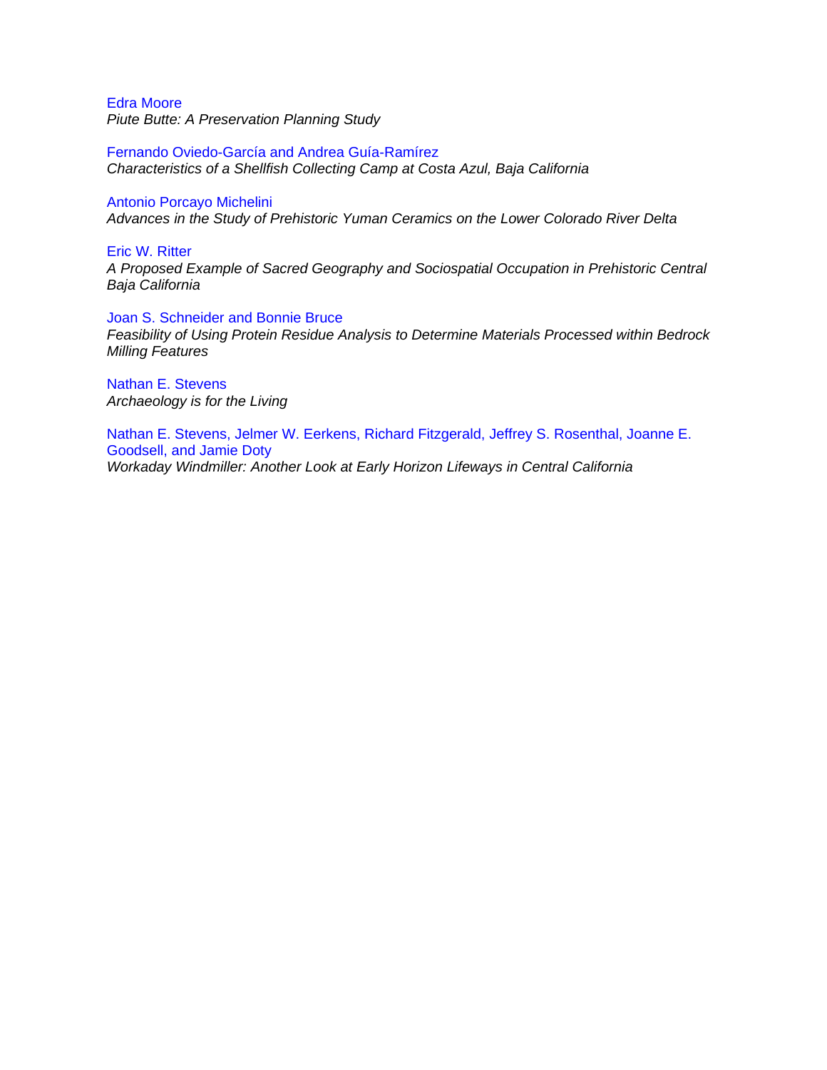Edra Moore
*Piute Butte: A Preservation Planning Study*

Fernando Oviedo-García and Andrea Guía-Ramírez
*Characteristics of a Shellfish Collecting Camp at Costa Azul, Baja California*

Antonio Porcayo Michelini
*Advances in the Study of Prehistoric Yuman Ceramics on the Lower Colorado River Delta*

Eric W. Ritter
*A Proposed Example of Sacred Geography and Sociospatial Occupation in Prehistoric Central Baja California*

Joan S. Schneider and Bonnie Bruce
*Feasibility of Using Protein Residue Analysis to Determine Materials Processed within Bedrock Milling Features*

Nathan E. Stevens
*Archaeology is for the Living*

Nathan E. Stevens, Jelmer W. Eerkens, Richard Fitzgerald, Jeffrey S. Rosenthal, Joanne E. Goodsell, and Jamie Doty
*Workaday Windmiller: Another Look at Early Horizon Lifeways in Central California*